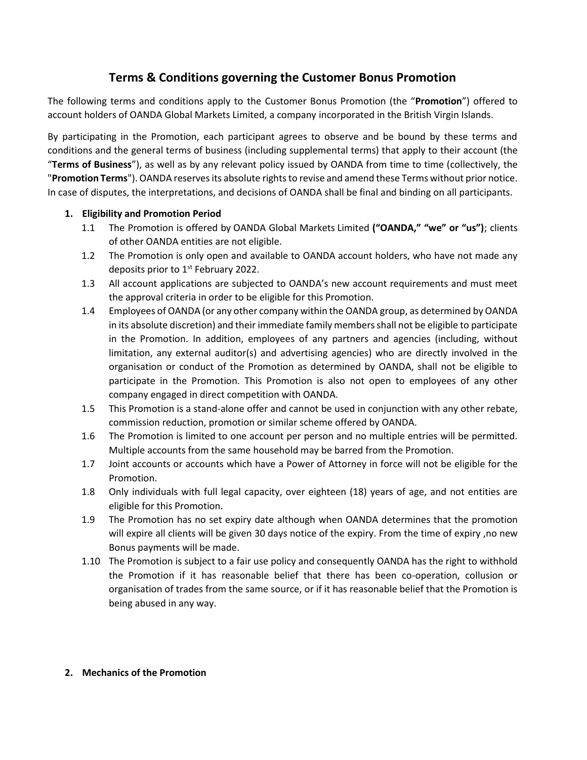# Terms & Conditions governing the Customer Bonus Promotion

The following terms and conditions apply to the Customer Bonus Promotion (the "**Promotion**") offered to account holders of OANDA Global Markets Limited, a company incorporated in the British Virgin Islands.

By participating in the Promotion, each participant agrees to observe and be bound by these terms and conditions and the general terms of business (including supplemental terms) that apply to their account (the "**Terms of Business**"), as well as by any relevant policy issued by OANDA from time to time (collectively, the "**Promotion Terms**"). OANDA reserves its absolute rights to revise and amend these Terms without prior notice. In case of disputes, the interpretations, and decisions of OANDA shall be final and binding on all participants.

1. **Eligibility and Promotion Period**
   - 1.1 The Promotion is offered by OANDA Global Markets Limited **("OANDA," "we" or "us")**; clients of other OANDA entities are not eligible.
   - 1.2 The Promotion is only open and available to OANDA account holders, who have not made any deposits prior to 1st February 2022.
   - 1.3 All account applications are subjected to OANDA's new account requirements and must meet the approval criteria in order to be eligible for this Promotion.
   - 1.4 Employees of OANDA (or any other company within the OANDA group, as determined by OANDA in its absolute discretion) and their immediate family members shall not be eligible to participate in the Promotion. In addition, employees of any partners and agencies (including, without limitation, any external auditor(s) and advertising agencies) who are directly involved in the organisation or conduct of the Promotion as determined by OANDA, shall not be eligible to participate in the Promotion. This Promotion is also not open to employees of any other company engaged in direct competition with OANDA.
   - 1.5 This Promotion is a stand-alone offer and cannot be used in conjunction with any other rebate, commission reduction, promotion or similar scheme offered by OANDA.
   - 1.6 The Promotion is limited to one account per person and no multiple entries will be permitted. Multiple accounts from the same household may be barred from the Promotion.
   - 1.7 Joint accounts or accounts which have a Power of Attorney in force will not be eligible for the Promotion.
   - 1.8 Only individuals with full legal capacity, over eighteen (18) years of age, and not entities are eligible for this Promotion.
   - 1.9 The Promotion has no set expiry date although when OANDA determines that the promotion will expire all clients will be given 30 days notice of the expiry. From the time of expiry ,no new Bonus payments will be made.
   - 1.10 The Promotion is subject to a fair use policy and consequently OANDA has the right to withhold the Promotion if it has reasonable belief that there has been co-operation, collusion or organisation of trades from the same source, or if it has reasonable belief that the Promotion is being abused in any way.

2. **Mechanics of the Promotion**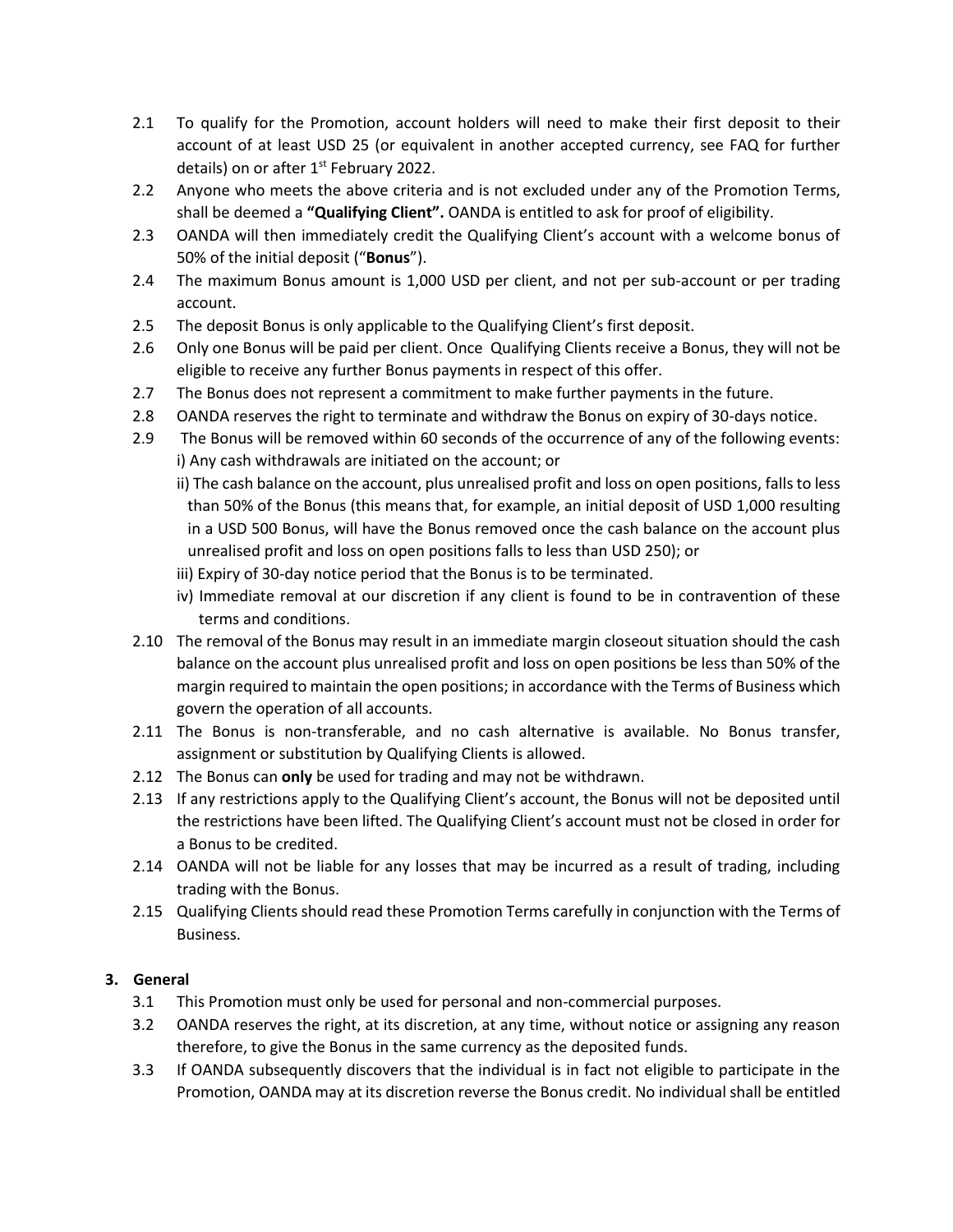2.1 To qualify for the Promotion, account holders will need to make their first deposit to their account of at least USD 25 (or equivalent in another accepted currency, see FAQ for further details) on or after 1st February 2022.

2.2 Anyone who meets the above criteria and is not excluded under any of the Promotion Terms, shall be deemed a **"Qualifying Client".** OANDA is entitled to ask for proof of eligibility.

2.3 OANDA will then immediately credit the Qualifying Client's account with a welcome bonus of 50% of the initial deposit ("**Bonus**").

2.4 The maximum Bonus amount is 1,000 USD per client, and not per sub-account or per trading account.

2.5 The deposit Bonus is only applicable to the Qualifying Client's first deposit.

2.6 Only one Bonus will be paid per client. Once Qualifying Clients receive a Bonus, they will not be eligible to receive any further Bonus payments in respect of this offer.

2.7 The Bonus does not represent a commitment to make further payments in the future.

2.8 OANDA reserves the right to terminate and withdraw the Bonus on expiry of 30-days notice.

2.9 The Bonus will be removed within 60 seconds of the occurrence of any of the following events:
i) Any cash withdrawals are initiated on the account; or
ii) The cash balance on the account, plus unrealised profit and loss on open positions, falls to less than 50% of the Bonus (this means that, for example, an initial deposit of USD 1,000 resulting in a USD 500 Bonus, will have the Bonus removed once the cash balance on the account plus unrealised profit and loss on open positions falls to less than USD 250); or
iii) Expiry of 30-day notice period that the Bonus is to be terminated.
iv) Immediate removal at our discretion if any client is found to be in contravention of these terms and conditions.

2.10 The removal of the Bonus may result in an immediate margin closeout situation should the cash balance on the account plus unrealised profit and loss on open positions be less than 50% of the margin required to maintain the open positions; in accordance with the Terms of Business which govern the operation of all accounts.

2.11 The Bonus is non-transferable, and no cash alternative is available. No Bonus transfer, assignment or substitution by Qualifying Clients is allowed.

2.12 The Bonus can **only** be used for trading and may not be withdrawn.

2.13 If any restrictions apply to the Qualifying Client's account, the Bonus will not be deposited until the restrictions have been lifted. The Qualifying Client's account must not be closed in order for a Bonus to be credited.

2.14 OANDA will not be liable for any losses that may be incurred as a result of trading, including trading with the Bonus.

2.15 Qualifying Clients should read these Promotion Terms carefully in conjunction with the Terms of Business.

## 3. General

3.1 This Promotion must only be used for personal and non-commercial purposes.

3.2 OANDA reserves the right, at its discretion, at any time, without notice or assigning any reason therefore, to give the Bonus in the same currency as the deposited funds.

3.3 If OANDA subsequently discovers that the individual is in fact not eligible to participate in the Promotion, OANDA may at its discretion reverse the Bonus credit. No individual shall be entitled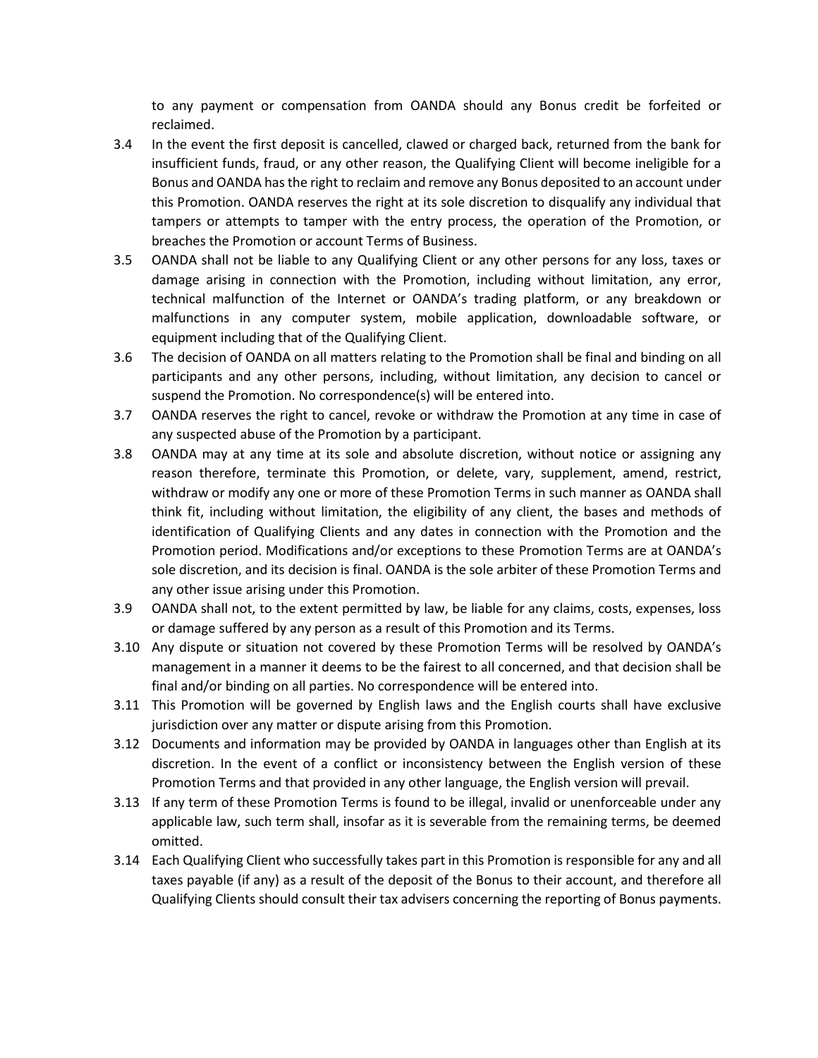to any payment or compensation from OANDA should any Bonus credit be forfeited or reclaimed.

3.4 In the event the first deposit is cancelled, clawed or charged back, returned from the bank for insufficient funds, fraud, or any other reason, the Qualifying Client will become ineligible for a Bonus and OANDA has the right to reclaim and remove any Bonus deposited to an account under this Promotion. OANDA reserves the right at its sole discretion to disqualify any individual that tampers or attempts to tamper with the entry process, the operation of the Promotion, or breaches the Promotion or account Terms of Business.

3.5 OANDA shall not be liable to any Qualifying Client or any other persons for any loss, taxes or damage arising in connection with the Promotion, including without limitation, any error, technical malfunction of the Internet or OANDA's trading platform, or any breakdown or malfunctions in any computer system, mobile application, downloadable software, or equipment including that of the Qualifying Client.

3.6 The decision of OANDA on all matters relating to the Promotion shall be final and binding on all participants and any other persons, including, without limitation, any decision to cancel or suspend the Promotion. No correspondence(s) will be entered into.

3.7 OANDA reserves the right to cancel, revoke or withdraw the Promotion at any time in case of any suspected abuse of the Promotion by a participant.

3.8 OANDA may at any time at its sole and absolute discretion, without notice or assigning any reason therefore, terminate this Promotion, or delete, vary, supplement, amend, restrict, withdraw or modify any one or more of these Promotion Terms in such manner as OANDA shall think fit, including without limitation, the eligibility of any client, the bases and methods of identification of Qualifying Clients and any dates in connection with the Promotion and the Promotion period. Modifications and/or exceptions to these Promotion Terms are at OANDA's sole discretion, and its decision is final. OANDA is the sole arbiter of these Promotion Terms and any other issue arising under this Promotion.

3.9 OANDA shall not, to the extent permitted by law, be liable for any claims, costs, expenses, loss or damage suffered by any person as a result of this Promotion and its Terms.

3.10 Any dispute or situation not covered by these Promotion Terms will be resolved by OANDA's management in a manner it deems to be the fairest to all concerned, and that decision shall be final and/or binding on all parties. No correspondence will be entered into.

3.11 This Promotion will be governed by English laws and the English courts shall have exclusive jurisdiction over any matter or dispute arising from this Promotion.

3.12 Documents and information may be provided by OANDA in languages other than English at its discretion. In the event of a conflict or inconsistency between the English version of these Promotion Terms and that provided in any other language, the English version will prevail.

3.13 If any term of these Promotion Terms is found to be illegal, invalid or unenforceable under any applicable law, such term shall, insofar as it is severable from the remaining terms, be deemed omitted.

3.14 Each Qualifying Client who successfully takes part in this Promotion is responsible for any and all taxes payable (if any) as a result of the deposit of the Bonus to their account, and therefore all Qualifying Clients should consult their tax advisers concerning the reporting of Bonus payments.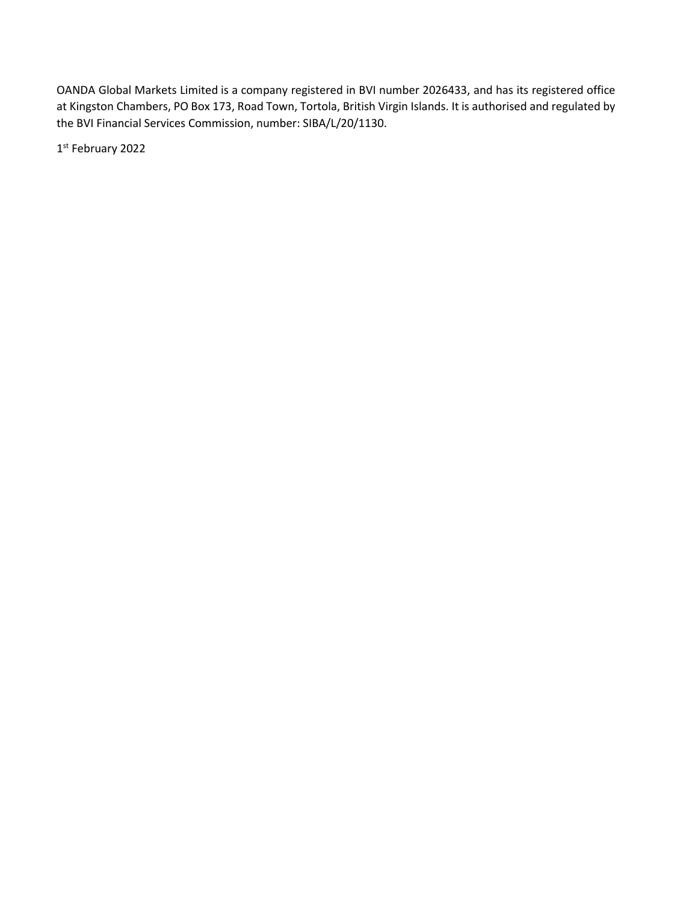OANDA Global Markets Limited is a company registered in BVI number 2026433, and has its registered office at Kingston Chambers, PO Box 173, Road Town, Tortola, British Virgin Islands. It is authorised and regulated by the BVI Financial Services Commission, number: SIBA/L/20/1130.

1st February 2022